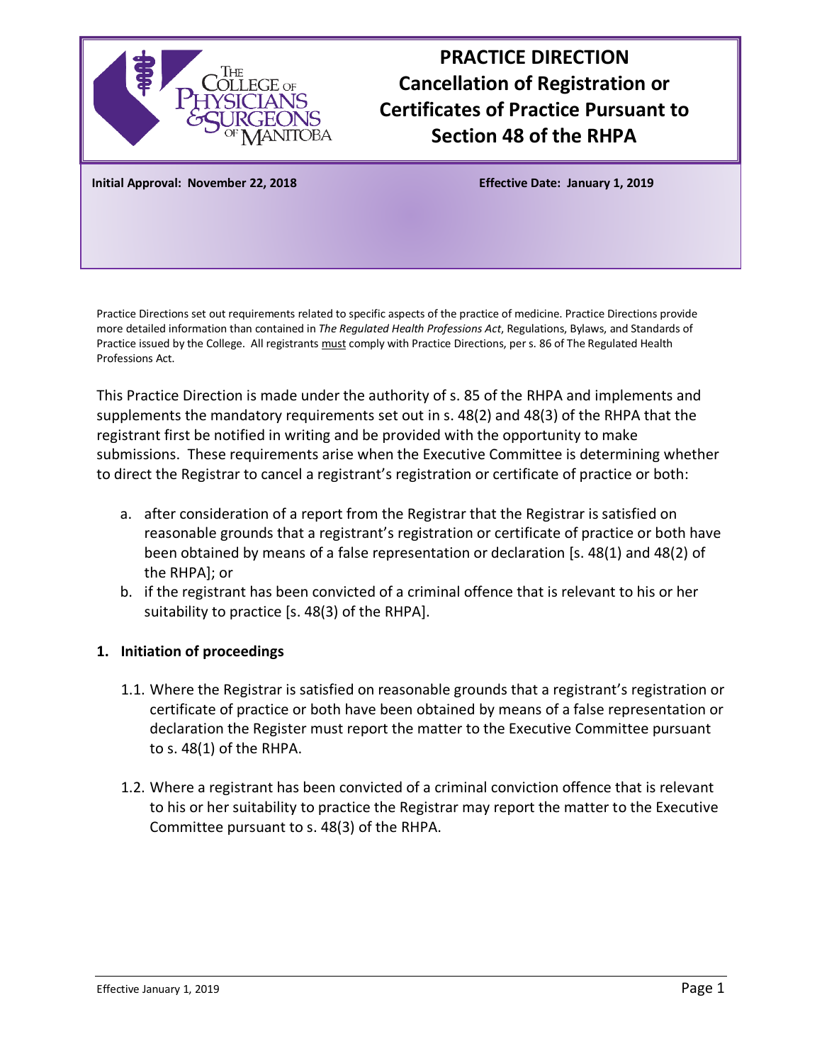# PRACTICE DIRECTION
# Cancellation of Registration or Certificates of Practice Pursuant to Section 48 of the RHPA

**Initial Approval: November 22, 2018** **Effective Date: January 1, 2019**

Practice Directions set out requirements related to specific aspects of the practice of medicine. Practice Directions provide more detailed information than contained in *The Regulated Health Professions Act*, Regulations, Bylaws, and Standards of Practice issued by the College. All registrants must comply with Practice Directions, per s. 86 of The Regulated Health Professions Act.

This Practice Direction is made under the authority of s. 85 of the RHPA and implements and supplements the mandatory requirements set out in s. 48(2) and 48(3) of the RHPA that the registrant first be notified in writing and be provided with the opportunity to make submissions. These requirements arise when the Executive Committee is determining whether to direct the Registrar to cancel a registrant's registration or certificate of practice or both:

a. after consideration of a report from the Registrar that the Registrar is satisfied on reasonable grounds that a registrant's registration or certificate of practice or both have been obtained by means of a false representation or declaration [s. 48(1) and 48(2) of the RHPA]; or
b. if the registrant has been convicted of a criminal offence that is relevant to his or her suitability to practice [s. 48(3) of the RHPA].

## 1. Initiation of proceedings

1.1. Where the Registrar is satisfied on reasonable grounds that a registrant's registration or certificate of practice or both have been obtained by means of a false representation or declaration the Register must report the matter to the Executive Committee pursuant to s. 48(1) of the RHPA.

1.2. Where a registrant has been convicted of a criminal conviction offence that is relevant to his or her suitability to practice the Registrar may report the matter to the Executive Committee pursuant to s. 48(3) of the RHPA.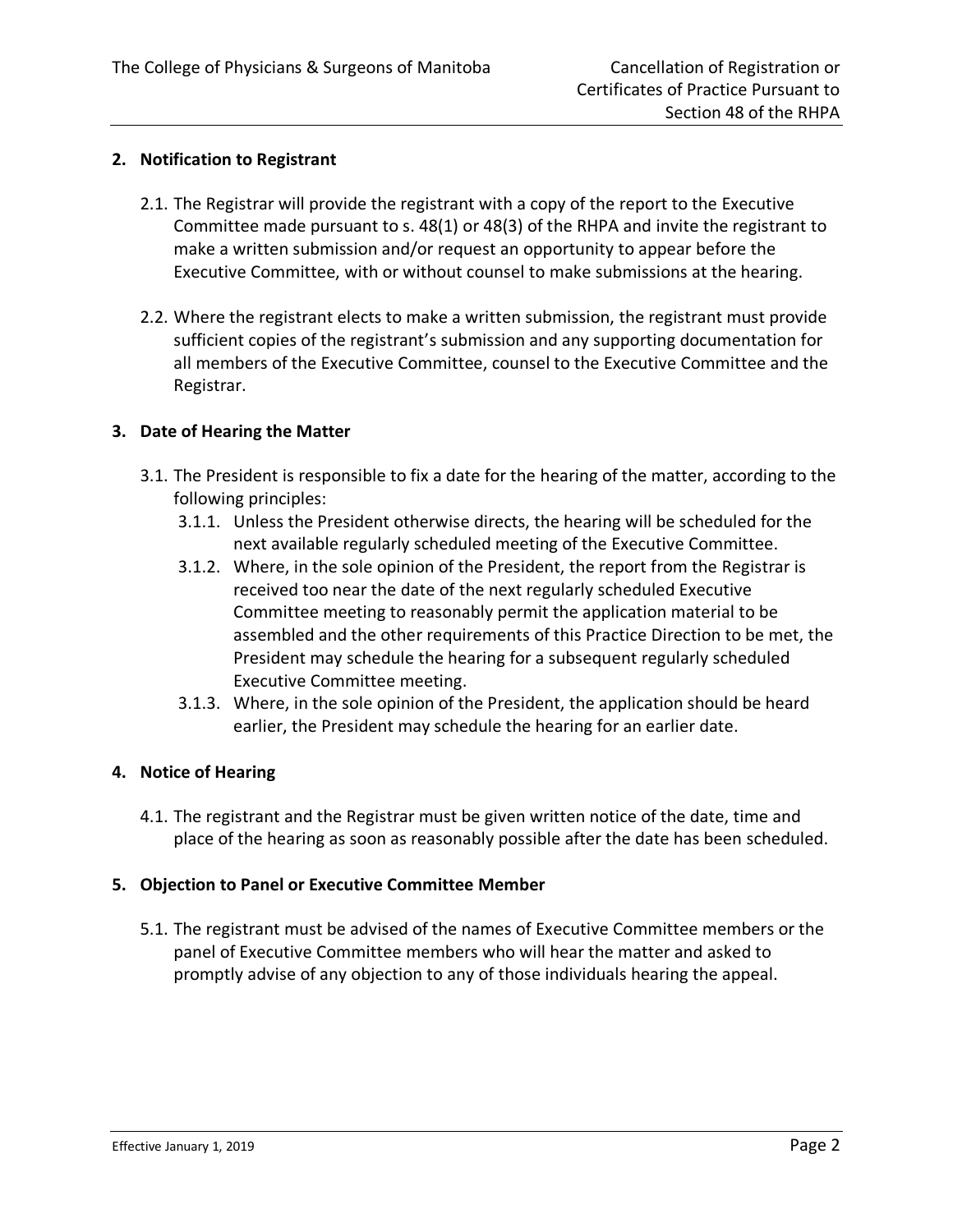## 2. Notification to Registrant

2.1. The Registrar will provide the registrant with a copy of the report to the Executive Committee made pursuant to s. 48(1) or 48(3) of the RHPA and invite the registrant to make a written submission and/or request an opportunity to appear before the Executive Committee, with or without counsel to make submissions at the hearing.

2.2. Where the registrant elects to make a written submission, the registrant must provide sufficient copies of the registrant's submission and any supporting documentation for all members of the Executive Committee, counsel to the Executive Committee and the Registrar.

## 3. Date of Hearing the Matter

3.1. The President is responsible to fix a date for the hearing of the matter, according to the following principles:

3.1.1. Unless the President otherwise directs, the hearing will be scheduled for the next available regularly scheduled meeting of the Executive Committee.

3.1.2. Where, in the sole opinion of the President, the report from the Registrar is received too near the date of the next regularly scheduled Executive Committee meeting to reasonably permit the application material to be assembled and the other requirements of this Practice Direction to be met, the President may schedule the hearing for a subsequent regularly scheduled Executive Committee meeting.

3.1.3. Where, in the sole opinion of the President, the application should be heard earlier, the President may schedule the hearing for an earlier date.

## 4. Notice of Hearing

4.1. The registrant and the Registrar must be given written notice of the date, time and place of the hearing as soon as reasonably possible after the date has been scheduled.

## 5. Objection to Panel or Executive Committee Member

5.1. The registrant must be advised of the names of Executive Committee members or the panel of Executive Committee members who will hear the matter and asked to promptly advise of any objection to any of those individuals hearing the appeal.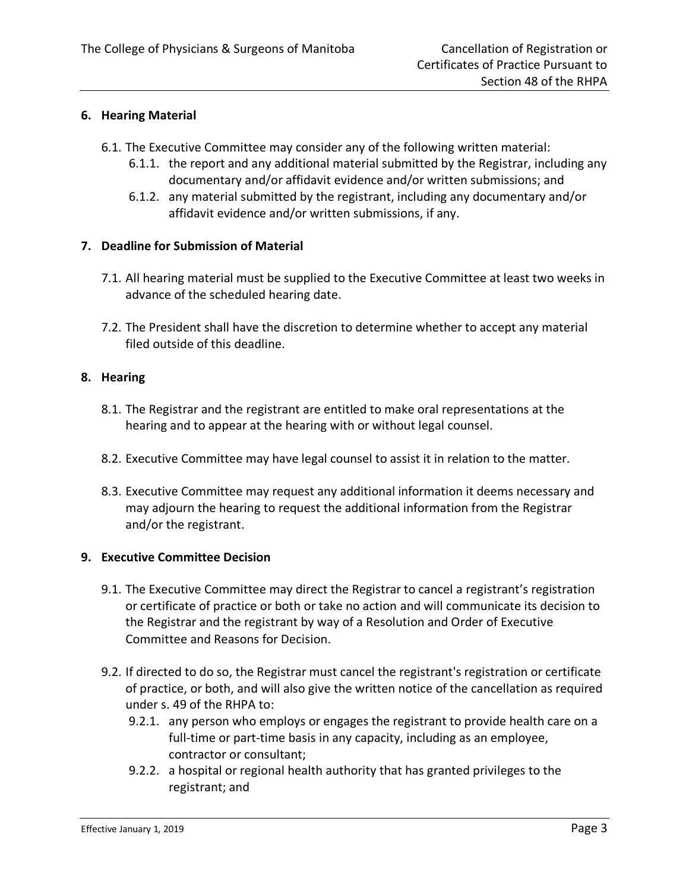## 6. Hearing Material

6.1. The Executive Committee may consider any of the following written material:

6.1.1. the report and any additional material submitted by the Registrar, including any documentary and/or affidavit evidence and/or written submissions; and

6.1.2. any material submitted by the registrant, including any documentary and/or affidavit evidence and/or written submissions, if any.

## 7. Deadline for Submission of Material

7.1. All hearing material must be supplied to the Executive Committee at least two weeks in advance of the scheduled hearing date.

7.2. The President shall have the discretion to determine whether to accept any material filed outside of this deadline.

## 8. Hearing

8.1. The Registrar and the registrant are entitled to make oral representations at the hearing and to appear at the hearing with or without legal counsel.

8.2. Executive Committee may have legal counsel to assist it in relation to the matter.

8.3. Executive Committee may request any additional information it deems necessary and may adjourn the hearing to request the additional information from the Registrar and/or the registrant.

## 9. Executive Committee Decision

9.1. The Executive Committee may direct the Registrar to cancel a registrant's registration or certificate of practice or both or take no action and will communicate its decision to the Registrar and the registrant by way of a Resolution and Order of Executive Committee and Reasons for Decision.

9.2. If directed to do so, the Registrar must cancel the registrant's registration or certificate of practice, or both, and will also give the written notice of the cancellation as required under s. 49 of the RHPA to:

9.2.1. any person who employs or engages the registrant to provide health care on a full-time or part-time basis in any capacity, including as an employee, contractor or consultant;

9.2.2. a hospital or regional health authority that has granted privileges to the registrant; and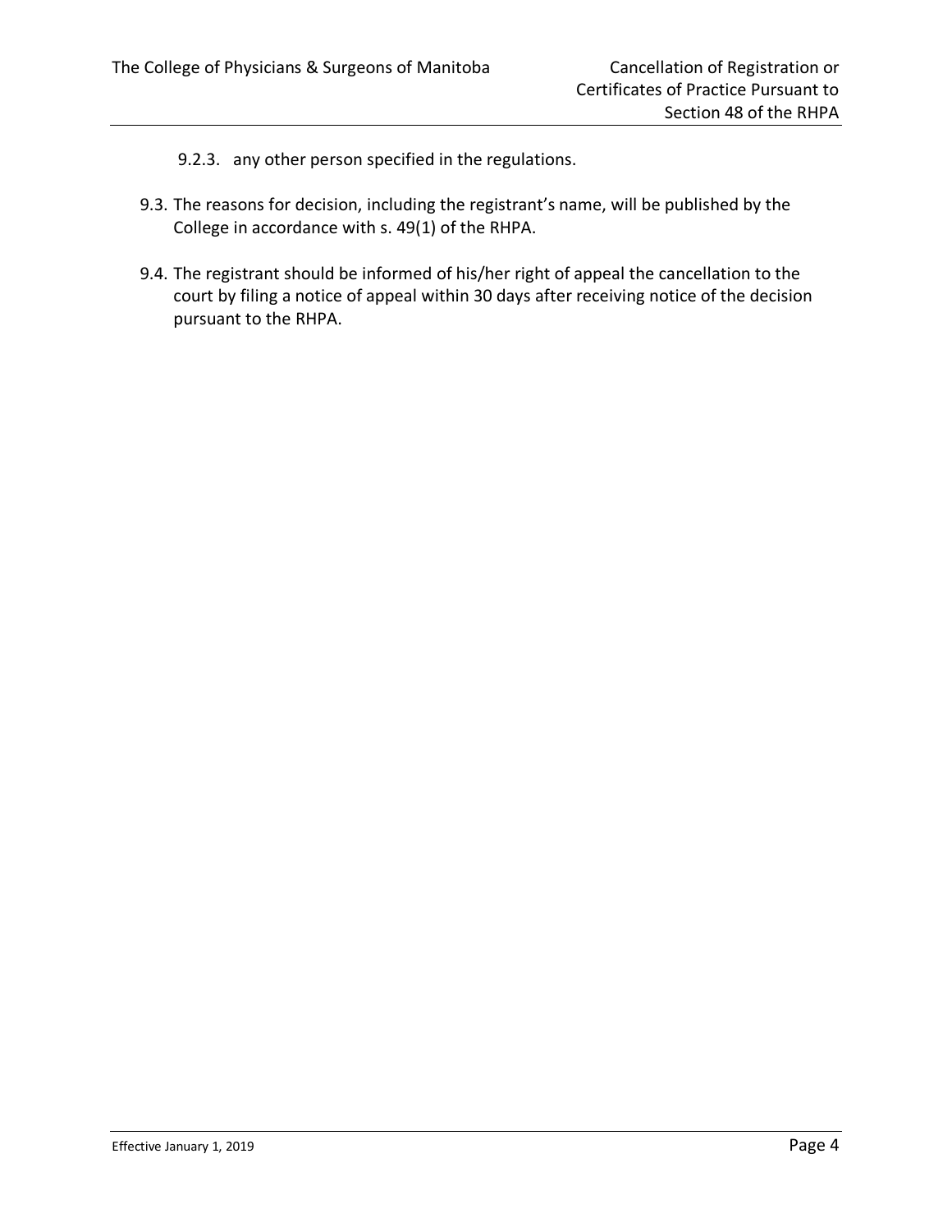9.2.3. any other person specified in the regulations.

9.3. The reasons for decision, including the registrant's name, will be published by the College in accordance with s. 49(1) of the RHPA.

9.4. The registrant should be informed of his/her right of appeal the cancellation to the court by filing a notice of appeal within 30 days after receiving notice of the decision pursuant to the RHPA.